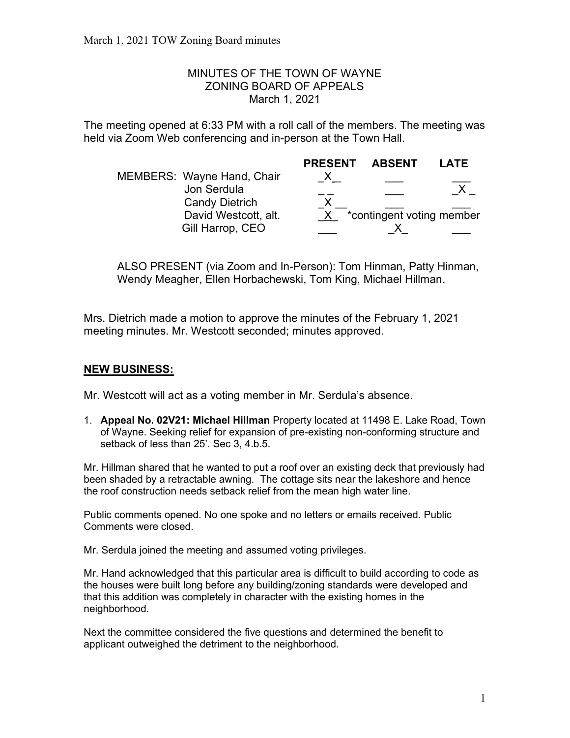# MINUTES OF THE TOWN OF WAYNE
## ZONING BOARD OF APPEALS
### March 1, 2021

The meeting opened at 6:33 PM with a roll call of the members. The meeting was held via Zoom Web conferencing and in-person at the Town Hall.

| | | PRESENT | ABSENT | LATE |
|---|---|---|---|---|
| MEMBERS: | Wayne Hand, Chair | X | | |
| | Jon Serdula | | | X |
| | Candy Dietrich | X | | |
| | David Westcott, alt. | X | *contingent voting member | |
| | Gill Harrop, CEO | | X | |

ALSO PRESENT (via Zoom and In-Person): Tom Hinman, Patty Hinman, Wendy Meagher, Ellen Horbachewski, Tom King, Michael Hillman.

Mrs. Dietrich made a motion to approve the minutes of the February 1, 2021 meeting minutes. Mr. Westcott seconded; minutes approved.

## NEW BUSINESS:

Mr. Westcott will act as a voting member in Mr. Serdula's absence.

1. **Appeal No. 02V21: Michael Hillman** Property located at 11498 E. Lake Road, Town of Wayne. Seeking relief for expansion of pre-existing non-conforming structure and setback of less than 25'. Sec 3, 4.b.5.

Mr. Hillman shared that he wanted to put a roof over an existing deck that previously had been shaded by a retractable awning. The cottage sits near the lakeshore and hence the roof construction needs setback relief from the mean high water line.

Public comments opened. No one spoke and no letters or emails received. Public Comments were closed.

Mr. Serdula joined the meeting and assumed voting privileges.

Mr. Hand acknowledged that this particular area is difficult to build according to code as the houses were built long before any building/zoning standards were developed and that this addition was completely in character with the existing homes in the neighborhood.

Next the committee considered the five questions and determined the benefit to applicant outweighed the detriment to the neighborhood.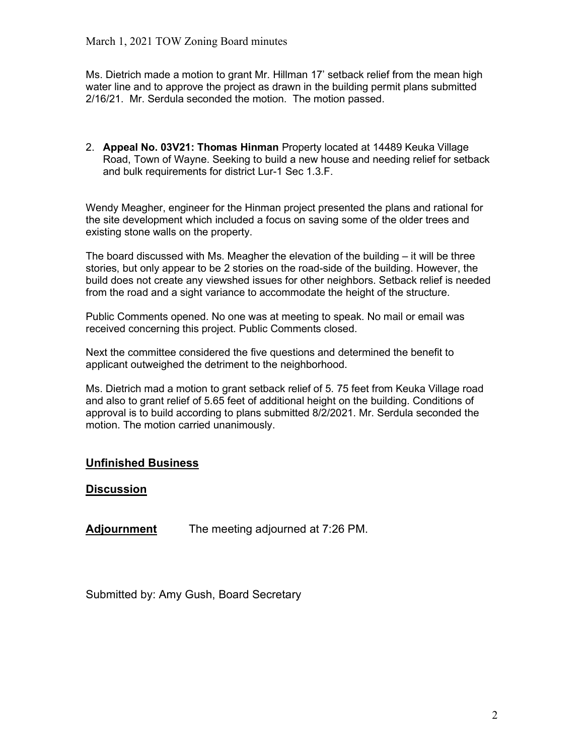Ms. Dietrich made a motion to grant Mr. Hillman 17’ setback relief from the mean high water line and to approve the project as drawn in the building permit plans submitted 2/16/21. Mr. Serdula seconded the motion. The motion passed.

2. **Appeal No. 03V21: Thomas Hinman** Property located at 14489 Keuka Village Road, Town of Wayne. Seeking to build a new house and needing relief for setback and bulk requirements for district Lur-1 Sec 1.3.F.

Wendy Meagher, engineer for the Hinman project presented the plans and rational for the site development which included a focus on saving some of the older trees and existing stone walls on the property.

The board discussed with Ms. Meagher the elevation of the building – it will be three stories, but only appear to be 2 stories on the road-side of the building. However, the build does not create any viewshed issues for other neighbors. Setback relief is needed from the road and a sight variance to accommodate the height of the structure.

Public Comments opened. No one was at meeting to speak. No mail or email was received concerning this project. Public Comments closed.

Next the committee considered the five questions and determined the benefit to applicant outweighed the detriment to the neighborhood.

Ms. Dietrich mad a motion to grant setback relief of 5. 75 feet from Keuka Village road and also to grant relief of 5.65 feet of additional height on the building. Conditions of approval is to build according to plans submitted 8/2/2021. Mr. Serdula seconded the motion. The motion carried unanimously.

## Unfinished Business

## Discussion

**Adjournment** The meeting adjourned at 7:26 PM.

Submitted by: Amy Gush, Board Secretary